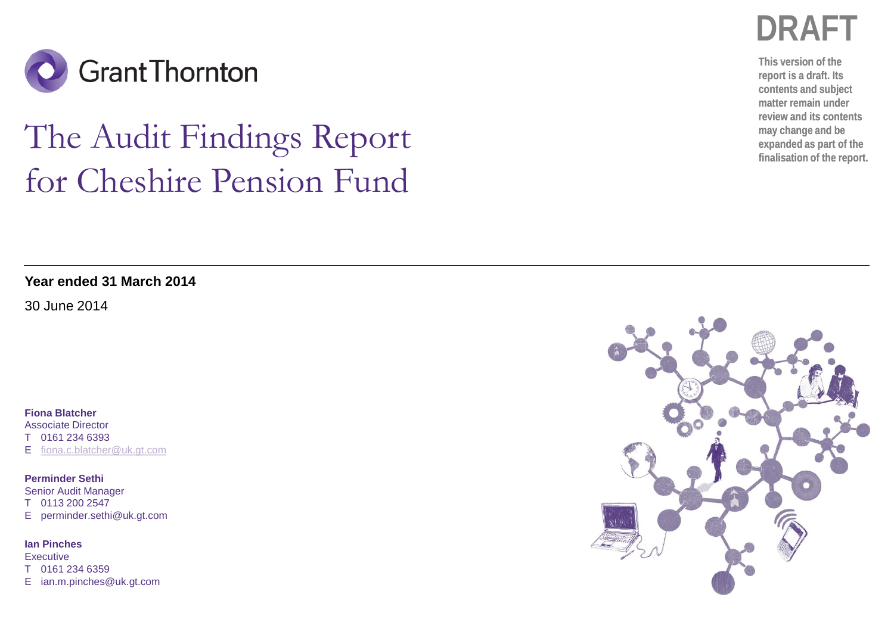Grant Thornton

**DRAFT**

**This version of the report is a draft. Its contents and subject matter remain under review and its contents may change and be expanded as part of the finalisation of the report.**

# The Audit Findings Report for Cheshire Pension Fund

**Year ended 31 March 2014**

30 June 2014

**Fiona Blatcher**
Associate Director
T 0161 234 6393
E fiona.c.blatcher@uk.gt.com

**Perminder Sethi**
Senior Audit Manager
T 0113 200 2547
E perminder.sethi@uk.gt.com

**Ian Pinches**
Executive
T 0161 234 6359
E ian.m.pinches@uk.gt.com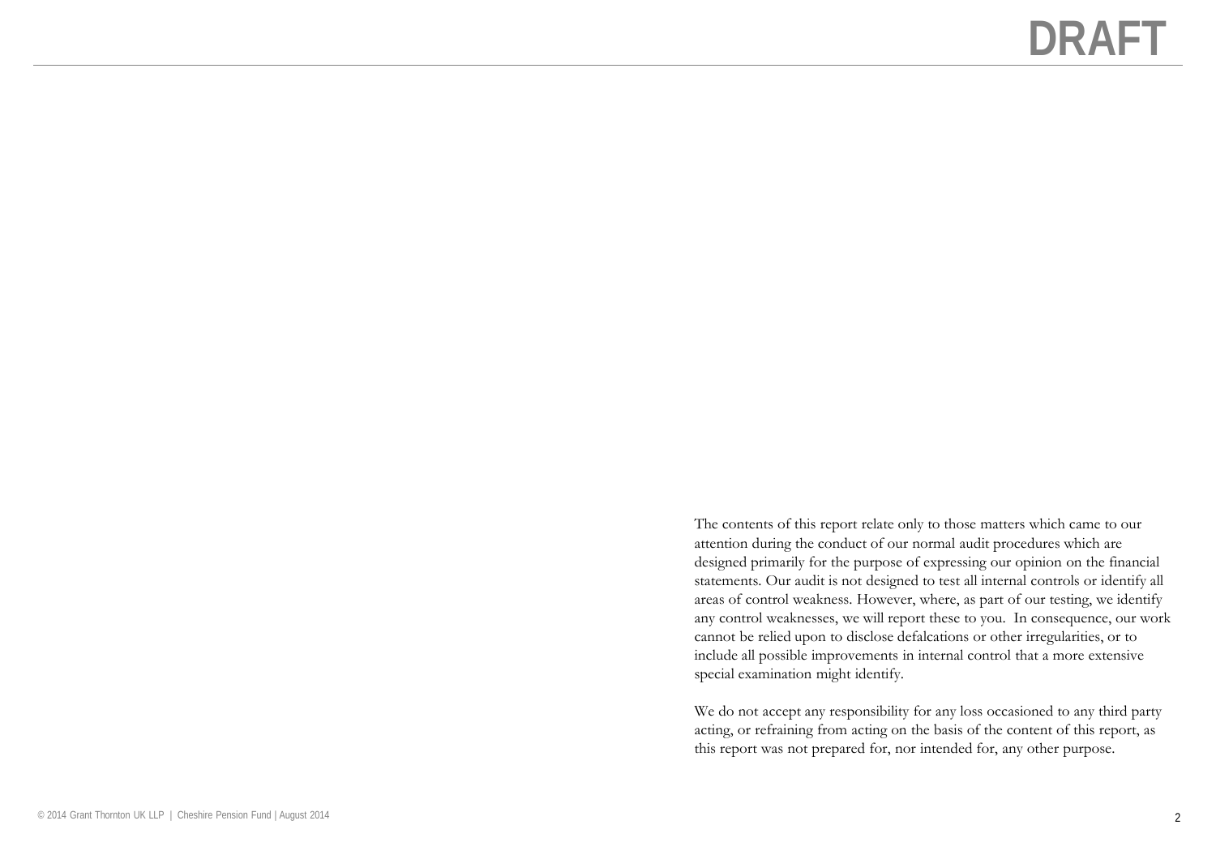DRAFT

The contents of this report relate only to those matters which came to our attention during the conduct of our normal audit procedures which are designed primarily for the purpose of expressing our opinion on the financial statements. Our audit is not designed to test all internal controls or identify all areas of control weakness. However, where, as part of our testing, we identify any control weaknesses, we will report these to you. In consequence, our work cannot be relied upon to disclose defalcations or other irregularities, or to include all possible improvements in internal control that a more extensive special examination might identify.

We do not accept any responsibility for any loss occasioned to any third party acting, or refraining from acting on the basis of the content of this report, as this report was not prepared for, nor intended for, any other purpose.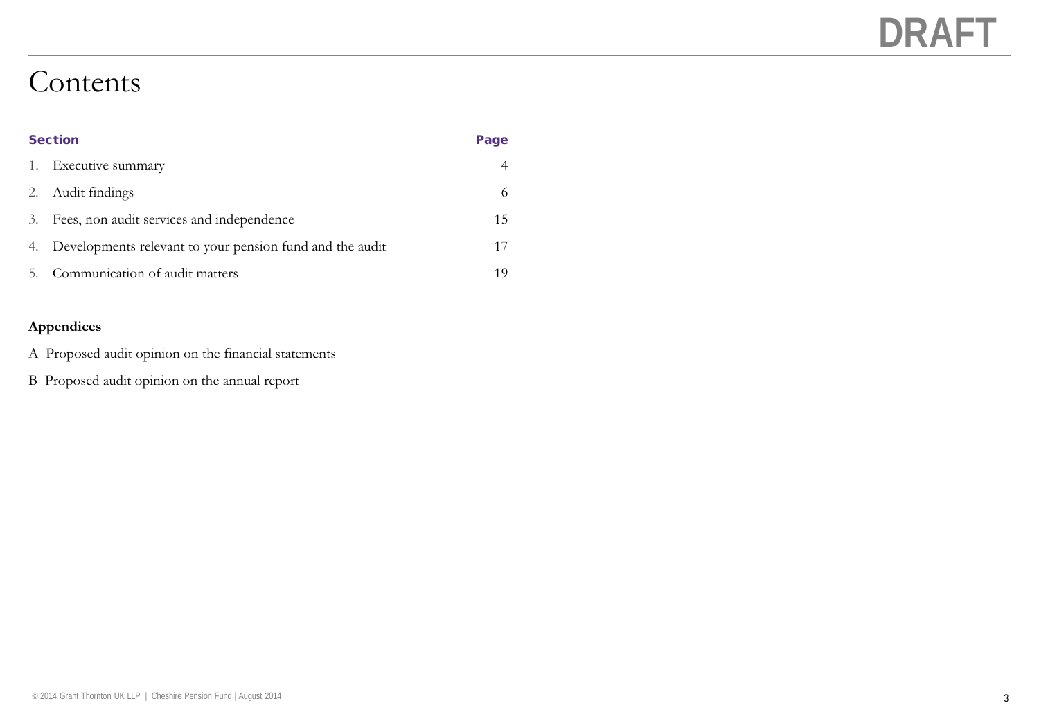DRAFT

# Contents

| Section | | Page |
|---|---|---|
| 1. | Executive summary | 4 |
| 2. | Audit findings | 6 |
| 3. | Fees, non audit services and independence | 15 |
| 4. | Developments relevant to your pension fund and the audit | 17 |
| 5. | Communication of audit matters | 19 |

**Appendices**

A Proposed audit opinion on the financial statements

B Proposed audit opinion on the annual report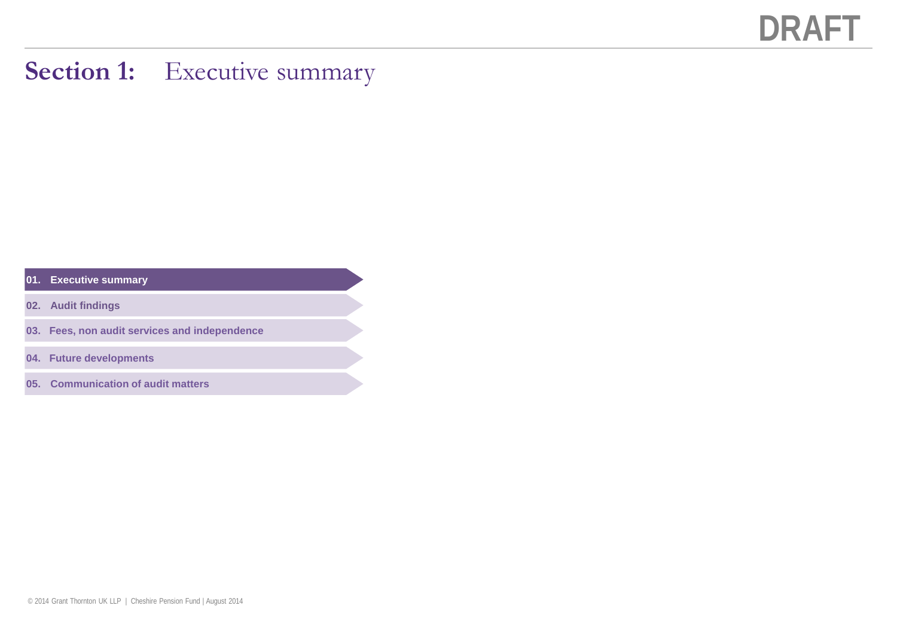DRAFT

# Section 1: Executive summary

- **01. Executive summary**
- **02. Audit findings**
- **03. Fees, non audit services and independence**
- **04. Future developments**
- **05. Communication of audit matters**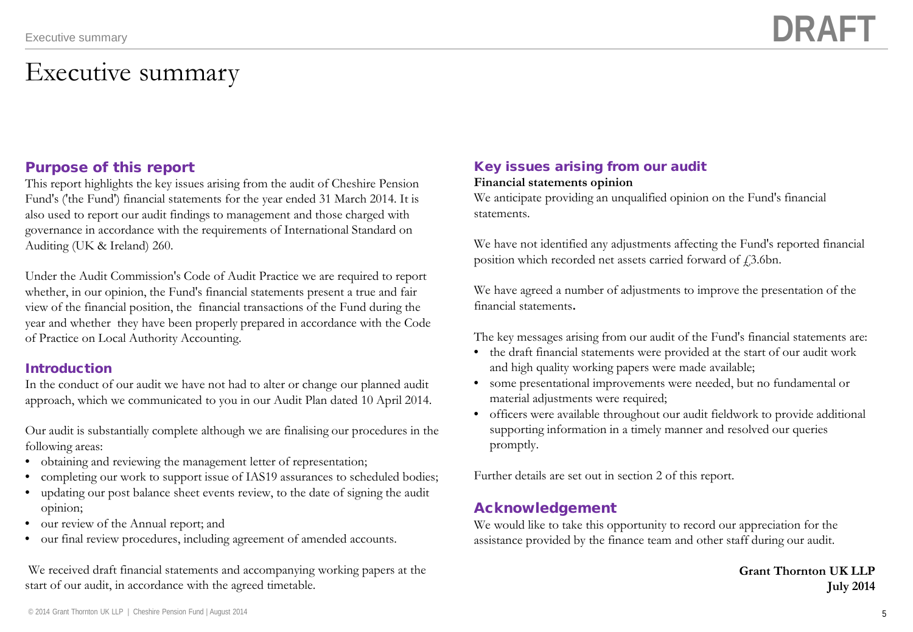# Executive summary

## Purpose of this report

This report highlights the key issues arising from the audit of Cheshire Pension Fund's ('the Fund') financial statements for the year ended 31 March 2014. It is also used to report our audit findings to management and those charged with governance in accordance with the requirements of International Standard on Auditing (UK & Ireland) 260.

Under the Audit Commission's Code of Audit Practice we are required to report whether, in our opinion, the Fund's financial statements present a true and fair view of the financial position, the financial transactions of the Fund during the year and whether they have been properly prepared in accordance with the Code of Practice on Local Authority Accounting.

## Introduction

In the conduct of our audit we have not had to alter or change our planned audit approach, which we communicated to you in our Audit Plan dated 10 April 2014.

Our audit is substantially complete although we are finalising our procedures in the following areas:

- obtaining and reviewing the management letter of representation;
- completing our work to support issue of IAS19 assurances to scheduled bodies;
- updating our post balance sheet events review, to the date of signing the audit opinion;
- our review of the Annual report; and
- our final review procedures, including agreement of amended accounts.

We received draft financial statements and accompanying working papers at the start of our audit, in accordance with the agreed timetable.

## Key issues arising from our audit

**Financial statements opinion**

We anticipate providing an unqualified opinion on the Fund's financial statements.

We have not identified any adjustments affecting the Fund's reported financial position which recorded net assets carried forward of £3.6bn.

We have agreed a number of adjustments to improve the presentation of the financial statements.

The key messages arising from our audit of the Fund's financial statements are:

- the draft financial statements were provided at the start of our audit work and high quality working papers were made available;
- some presentational improvements were needed, but no fundamental or material adjustments were required;
- officers were available throughout our audit fieldwork to provide additional supporting information in a timely manner and resolved our queries promptly.

Further details are set out in section 2 of this report.

## Acknowledgement

We would like to take this opportunity to record our appreciation for the assistance provided by the finance team and other staff during our audit.

**Grant Thornton UK LLP**
**July 2014**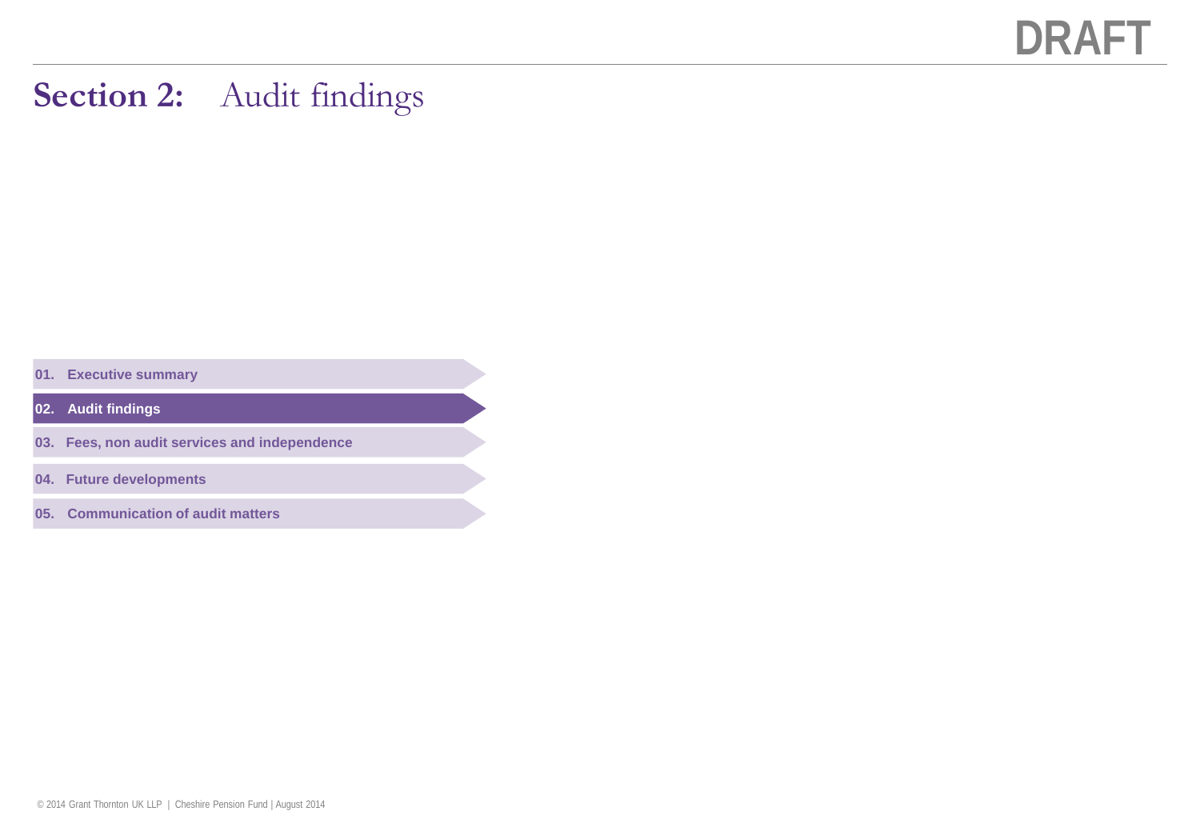DRAFT

# Section 2: Audit findings

01. Executive summary

**02. Audit findings**

03. Fees, non audit services and independence

04. Future developments

05. Communication of audit matters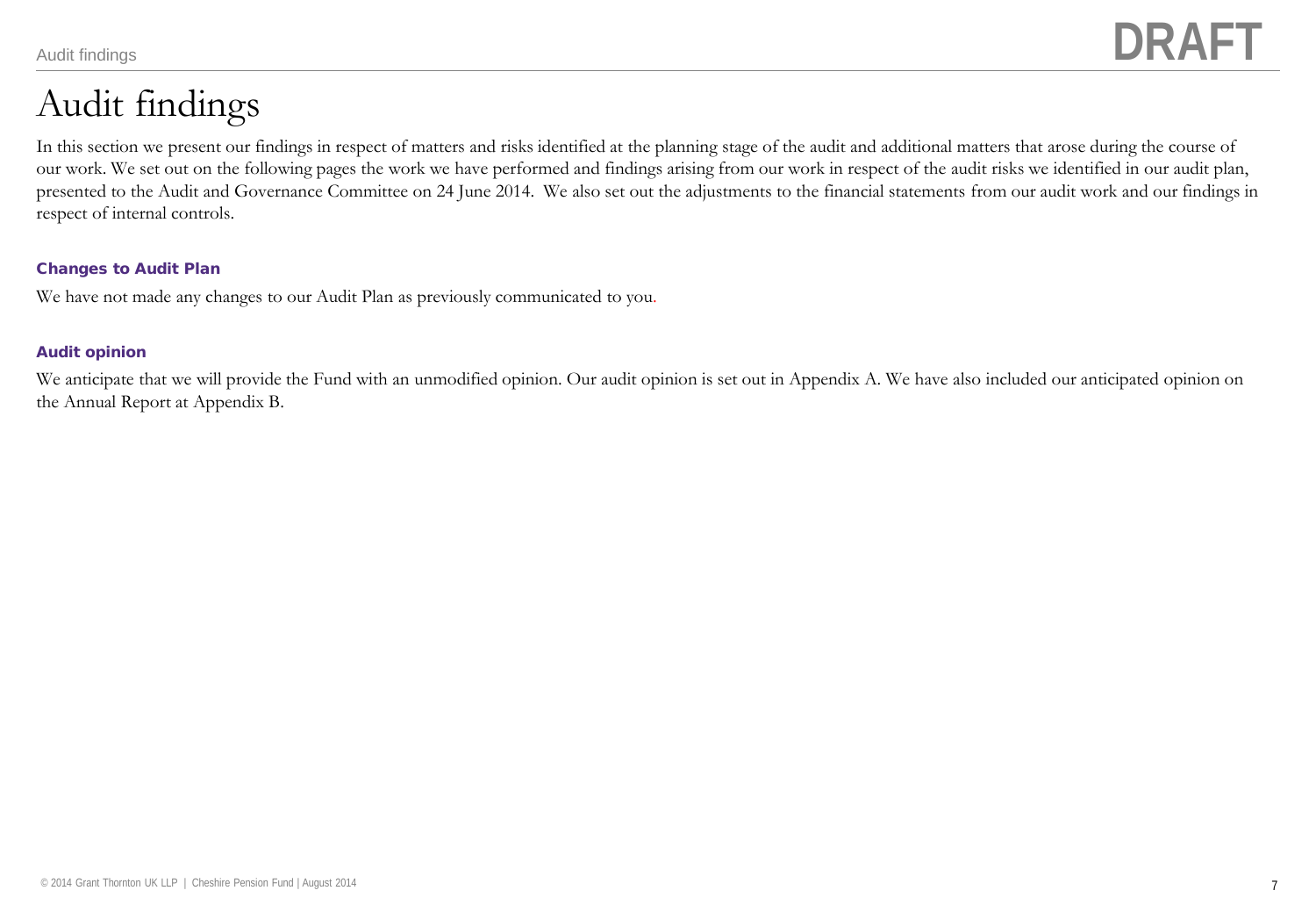# Audit findings

In this section we present our findings in respect of matters and risks identified at the planning stage of the audit and additional matters that arose during the course of our work. We set out on the following pages the work we have performed and findings arising from our work in respect of the audit risks we identified in our audit plan, presented to the Audit and Governance Committee on 24 June 2014. We also set out the adjustments to the financial statements from our audit work and our findings in respect of internal controls.

**Changes to Audit Plan**

We have not made any changes to our Audit Plan as previously communicated to you.

**Audit opinion**

We anticipate that we will provide the Fund with an unmodified opinion. Our audit opinion is set out in Appendix A. We have also included our anticipated opinion on the Annual Report at Appendix B.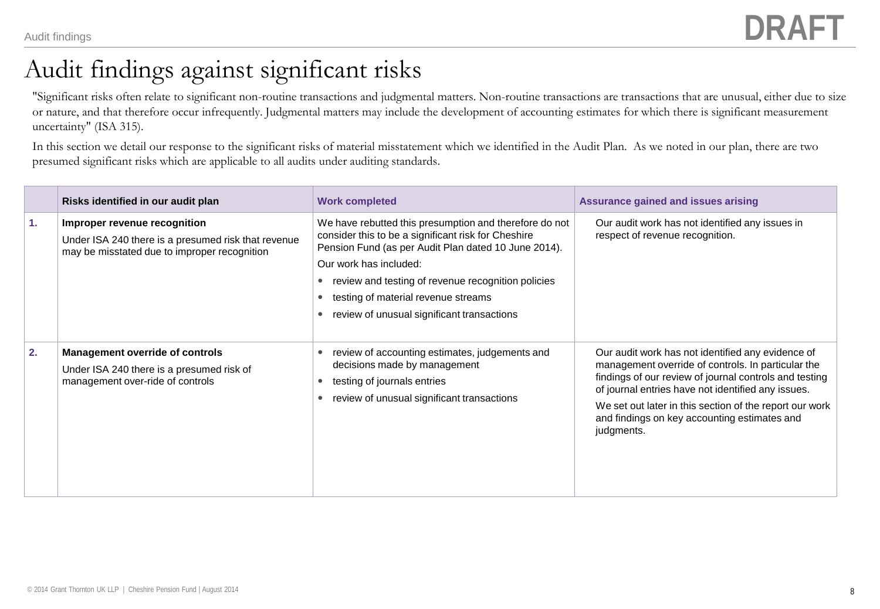# Audit findings against significant risks

"Significant risks often relate to significant non-routine transactions and judgmental matters. Non-routine transactions are transactions that are unusual, either due to size or nature, and that therefore occur infrequently. Judgmental matters may include the development of accounting estimates for which there is significant measurement uncertainty" (ISA 315).

In this section we detail our response to the significant risks of material misstatement which we identified in the Audit Plan. As we noted in our plan, there are two presumed significant risks which are applicable to all audits under auditing standards.

| | Risks identified in our audit plan | Work completed | Assurance gained and issues arising |
|---|---|---|---|
| **1.** | **Improper revenue recognition**<br>Under ISA 240 there is a presumed risk that revenue may be misstated due to improper recognition | We have rebutted this presumption and therefore do not consider this to be a significant risk for Cheshire Pension Fund (as per Audit Plan dated 10 June 2014).<br>Our work has included:<br>• review and testing of revenue recognition policies<br>• testing of material revenue streams<br>• review of unusual significant transactions | Our audit work has not identified any issues in respect of revenue recognition. |
| **2.** | **Management override of controls**<br>Under ISA 240 there is a presumed risk of management over-ride of controls | • review of accounting estimates, judgements and decisions made by management<br>• testing of journals entries<br>• review of unusual significant transactions | Our audit work has not identified any evidence of management override of controls. In particular the findings of our review of journal controls and testing of journal entries have not identified any issues.<br>We set out later in this section of the report our work and findings on key accounting estimates and judgments. |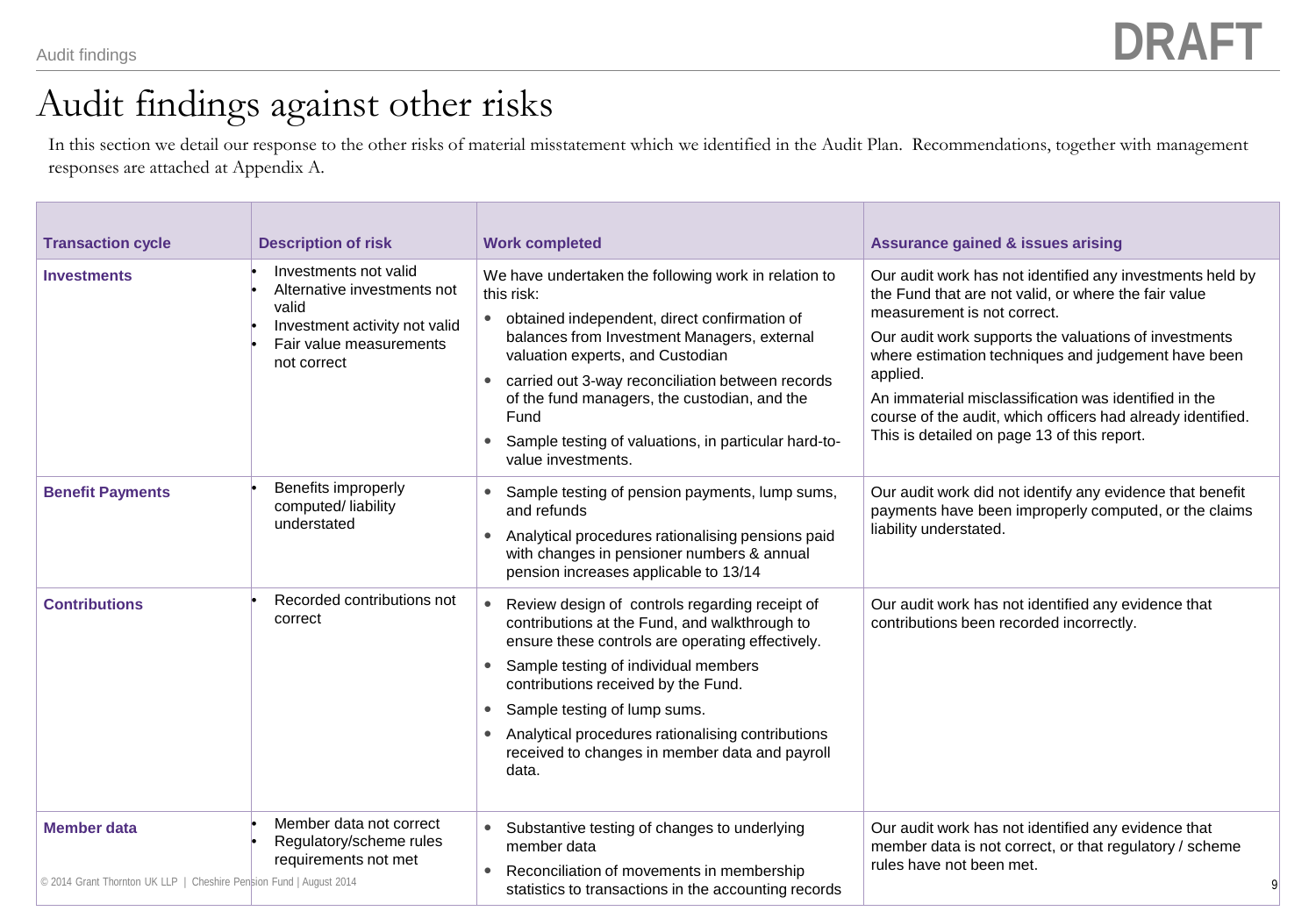# Audit findings against other risks

In this section we detail our response to the other risks of material misstatement which we identified in the Audit Plan. Recommendations, together with management responses are attached at Appendix A.

| Transaction cycle | Description of risk | Work completed | Assurance gained & issues arising |
|---|---|---|---|
| **Investments** | • Investments not valid<br>• Alternative investments not valid<br>• Investment activity not valid<br>• Fair value measurements not correct | We have undertaken the following work in relation to this risk:<br>• obtained independent, direct confirmation of balances from Investment Managers, external valuation experts, and Custodian<br>• carried out 3-way reconciliation between records of the fund managers, the custodian, and the Fund<br>• Sample testing of valuations, in particular hard-to-value investments. | Our audit work has not identified any investments held by the Fund that are not valid, or where the fair value measurement is not correct.<br>Our audit work supports the valuations of investments where estimation techniques and judgement have been applied.<br>An immaterial misclassification was identified in the course of the audit, which officers had already identified. This is detailed on page 13 of this report. |
| **Benefit Payments** | • Benefits improperly computed/ liability understated | • Sample testing of pension payments, lump sums, and refunds<br>• Analytical procedures rationalising pensions paid with changes in pensioner numbers & annual pension increases applicable to 13/14 | Our audit work did not identify any evidence that benefit payments have been improperly computed, or the claims liability understated. |
| **Contributions** | • Recorded contributions not correct | • Review design of controls regarding receipt of contributions at the Fund, and walkthrough to ensure these controls are operating effectively.<br>• Sample testing of individual members contributions received by the Fund.<br>• Sample testing of lump sums.<br>• Analytical procedures rationalising contributions received to changes in member data and payroll data. | Our audit work has not identified any evidence that contributions been recorded incorrectly. |
| **Member data** | • Member data not correct<br>• Regulatory/scheme rules requirements not met | • Substantive testing of changes to underlying member data<br>• Reconciliation of movements in membership statistics to transactions in the accounting records | Our audit work has not identified any evidence that member data is not correct, or that regulatory / scheme rules have not been met. |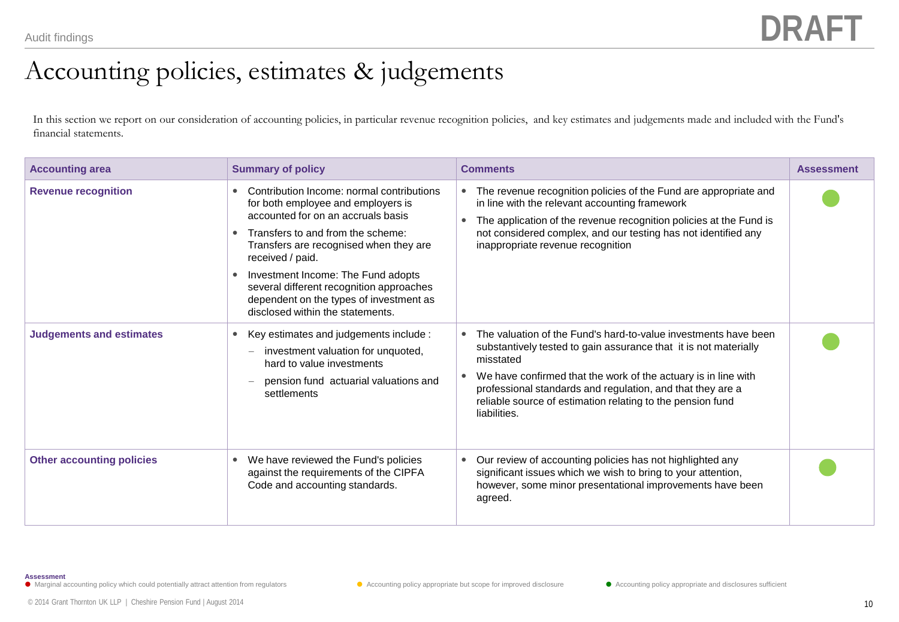Audit findings

DRAFT

# Accounting policies, estimates & judgements

In this section we report on our consideration of accounting policies, in particular revenue recognition policies, and key estimates and judgements made and included with the Fund's financial statements.

| Accounting area | Summary of policy | Comments | Assessment |
|---|---|---|---|
| **Revenue recognition** | • Contribution Income: normal contributions for both employee and employers is accounted for on an accruals basis<br>• Transfers to and from the scheme: Transfers are recognised when they are received / paid.<br>• Investment Income: The Fund adopts several different recognition approaches dependent on the types of investment as disclosed within the statements. | • The revenue recognition policies of the Fund are appropriate and in line with the relevant accounting framework<br>• The application of the revenue recognition policies at the Fund is not considered complex, and our testing has not identified any inappropriate revenue recognition | ● (Green) |
| **Judgements and estimates** | • Key estimates and judgements include :<br>– investment valuation for unquoted, hard to value investments<br>– pension fund actuarial valuations and settlements | • The valuation of the Fund's hard-to-value investments have been substantively tested to gain assurance that it is not materially misstated<br>• We have confirmed that the work of the actuary is in line with professional standards and regulation, and that they are a reliable source of estimation relating to the pension fund liabilities. | ● (Green) |
| **Other accounting policies** | • We have reviewed the Fund's policies against the requirements of the CIPFA Code and accounting standards. | • Our review of accounting policies has not highlighted any significant issues which we wish to bring to your attention, however, some minor presentational improvements have been agreed. | ● (Green) |

**Assessment**

● (Red) Marginal accounting policy which could potentially attract attention from regulators

● (Amber) Accounting policy appropriate but scope for improved disclosure

● (Green) Accounting policy appropriate and disclosures sufficient

© 2014 Grant Thornton UK LLP | Cheshire Pension Fund | August 2014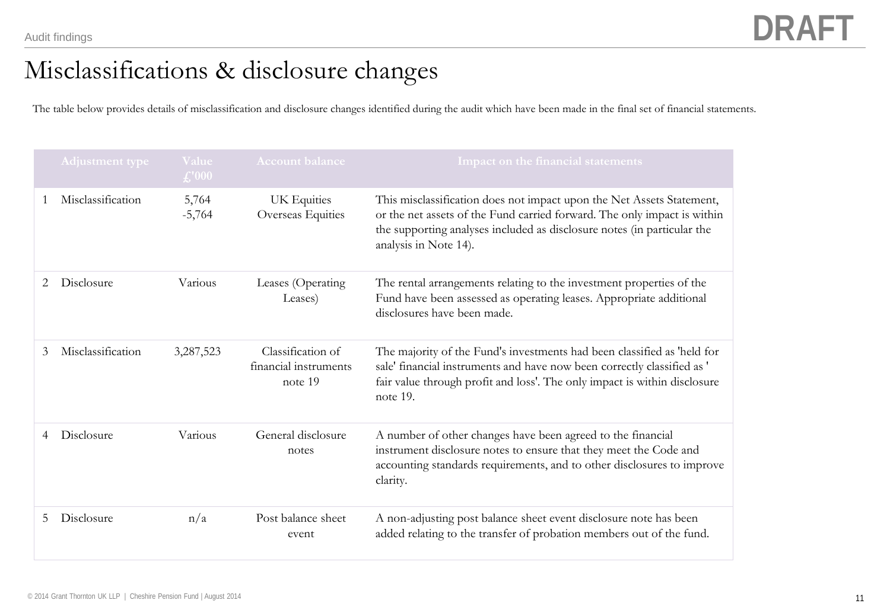Audit findings

DRAFT

# Misclassifications & disclosure changes

The table below provides details of misclassification and disclosure changes identified during the audit which have been made in the final set of financial statements.

| | Adjustment type | Value £'000 | Account balance | Impact on the financial statements |
|---|---|---|---|---|
| 1 | Misclassification | 5,764<br>-5,764 | UK Equities<br>Overseas Equities | This misclassification does not impact upon the Net Assets Statement, or the net assets of the Fund carried forward. The only impact is within the supporting analyses included as disclosure notes (in particular the analysis in Note 14). |
| 2 | Disclosure | Various | Leases (Operating Leases) | The rental arrangements relating to the investment properties of the Fund have been assessed as operating leases. Appropriate additional disclosures have been made. |
| 3 | Misclassification | 3,287,523 | Classification of financial instruments note 19 | The majority of the Fund's investments had been classified as 'held for sale' financial instruments and have now been correctly classified as ' fair value through profit and loss'. The only impact is within disclosure note 19. |
| 4 | Disclosure | Various | General disclosure notes | A number of other changes have been agreed to the financial instrument disclosure notes to ensure that they meet the Code and accounting standards requirements, and to other disclosures to improve clarity. |
| 5 | Disclosure | n/a | Post balance sheet event | A non-adjusting post balance sheet event disclosure note has been added relating to the transfer of probation members out of the fund. |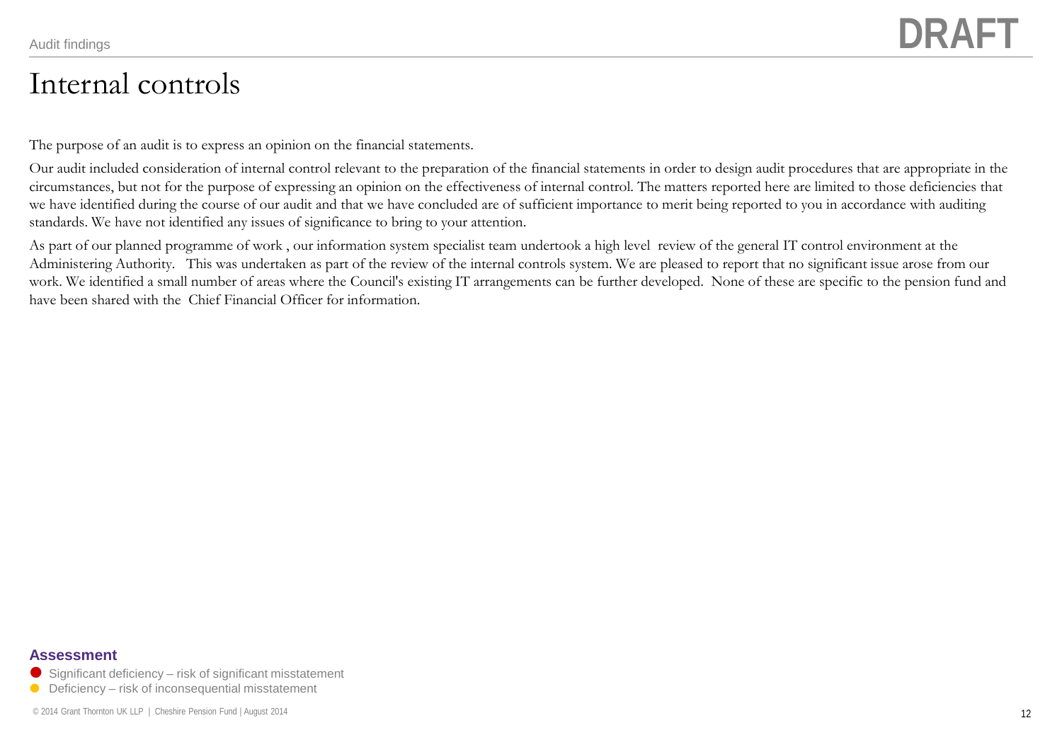# Internal controls

The purpose of an audit is to express an opinion on the financial statements.

Our audit included consideration of internal control relevant to the preparation of the financial statements in order to design audit procedures that are appropriate in the circumstances, but not for the purpose of expressing an opinion on the effectiveness of internal control. The matters reported here are limited to those deficiencies that we have identified during the course of our audit and that we have concluded are of sufficient importance to merit being reported to you in accordance with auditing standards. We have not identified any issues of significance to bring to your attention.

As part of our planned programme of work , our information system specialist team undertook a high level review of the general IT control environment at the Administering Authority. This was undertaken as part of the review of the internal controls system. We are pleased to report that no significant issue arose from our work. We identified a small number of areas where the Council's existing IT arrangements can be further developed. None of these are specific to the pension fund and have been shared with the Chief Financial Officer for information.

**Assessment**

- ● Significant deficiency – risk of significant misstatement
- ● Deficiency – risk of inconsequential misstatement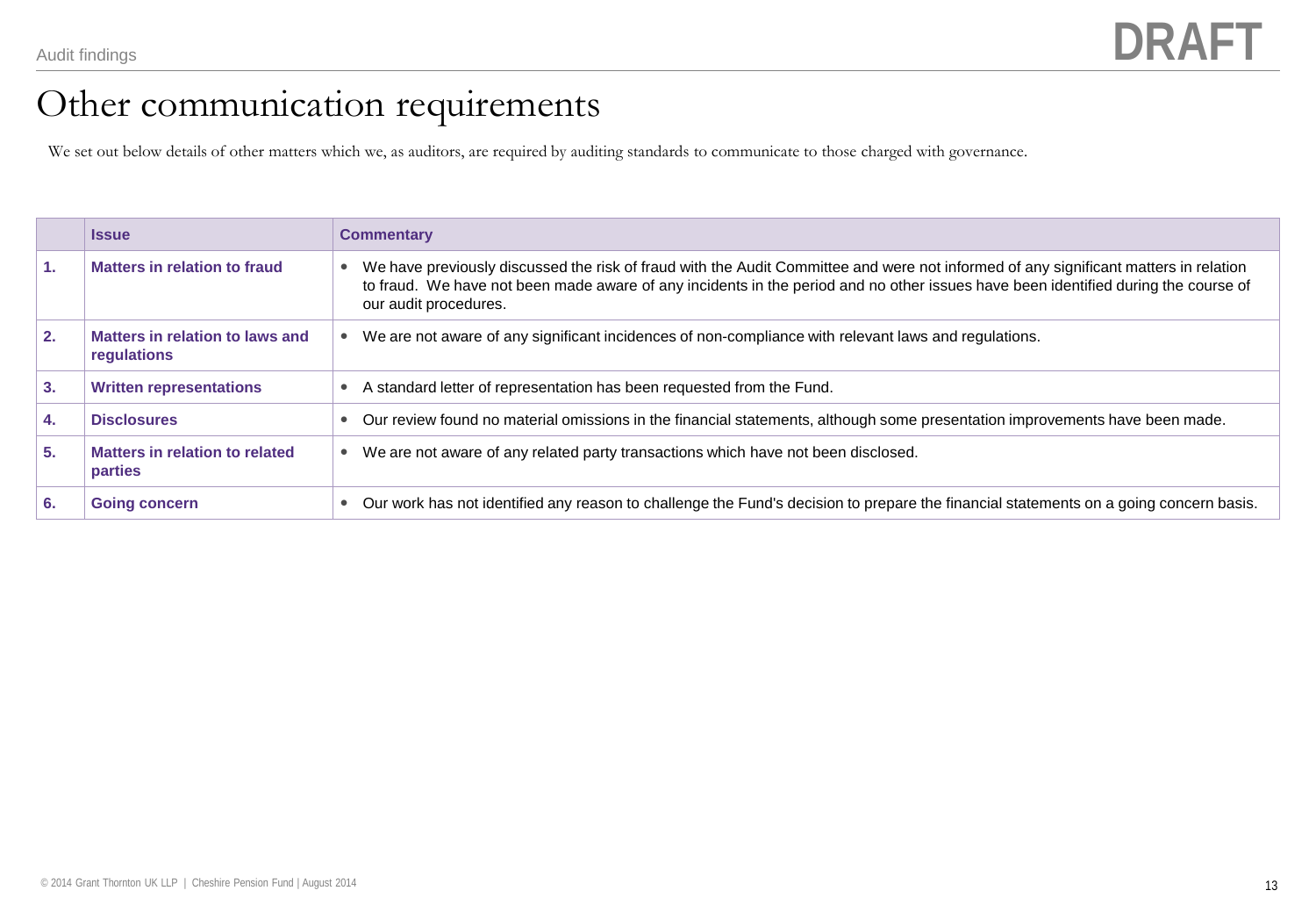# Other communication requirements

We set out below details of other matters which we, as auditors, are required by auditing standards to communicate to those charged with governance.

| | Issue | Commentary |
|---|---|---|
| 1. | **Matters in relation to fraud** | • We have previously discussed the risk of fraud with the Audit Committee and were not informed of any significant matters in relation to fraud. We have not been made aware of any incidents in the period and no other issues have been identified during the course of our audit procedures. |
| 2. | **Matters in relation to laws and regulations** | • We are not aware of any significant incidences of non-compliance with relevant laws and regulations. |
| 3. | **Written representations** | • A standard letter of representation has been requested from the Fund. |
| 4. | **Disclosures** | • Our review found no material omissions in the financial statements, although some presentation improvements have been made. |
| 5. | **Matters in relation to related parties** | • We are not aware of any related party transactions which have not been disclosed. |
| 6. | **Going concern** | • Our work has not identified any reason to challenge the Fund's decision to prepare the financial statements on a going concern basis. |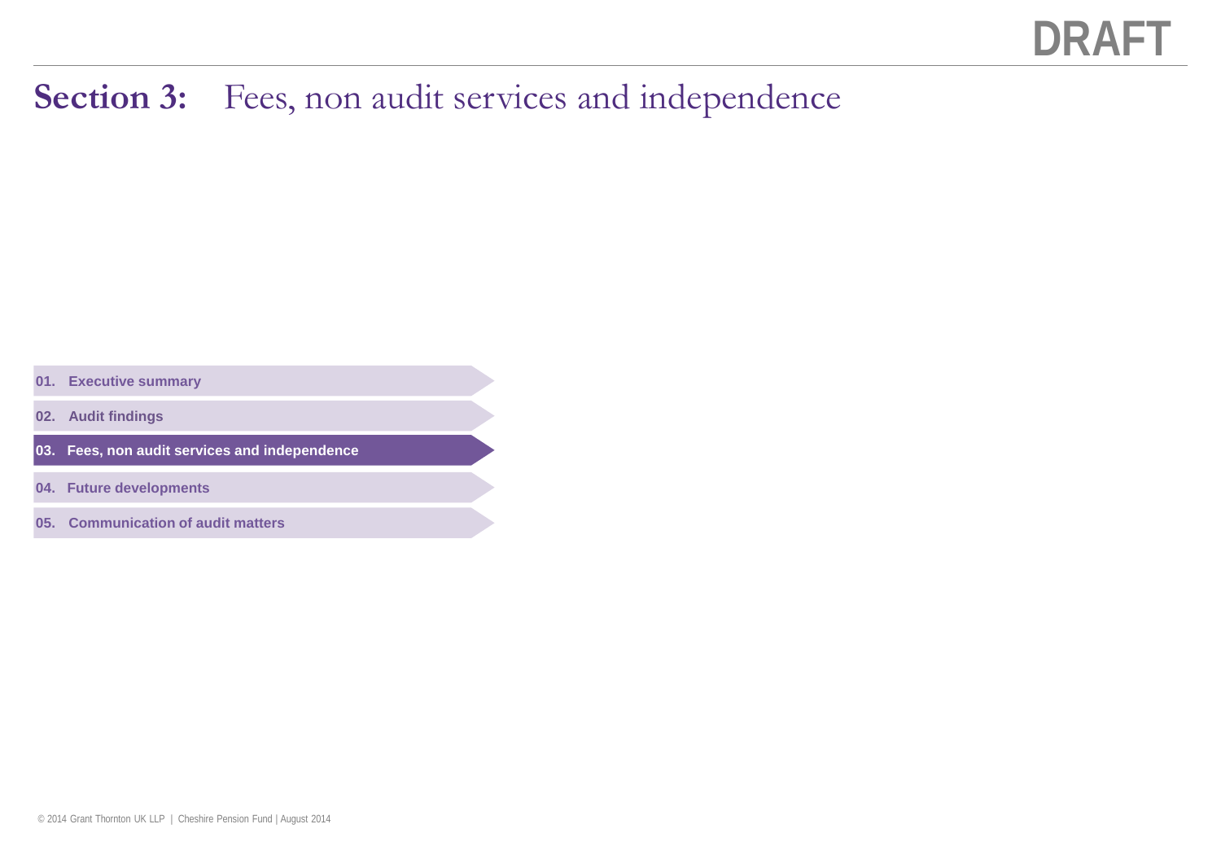DRAFT

# Section 3: Fees, non audit services and independence

01. Executive summary

02. Audit findings

**03. Fees, non audit services and independence**

04. Future developments

05. Communication of audit matters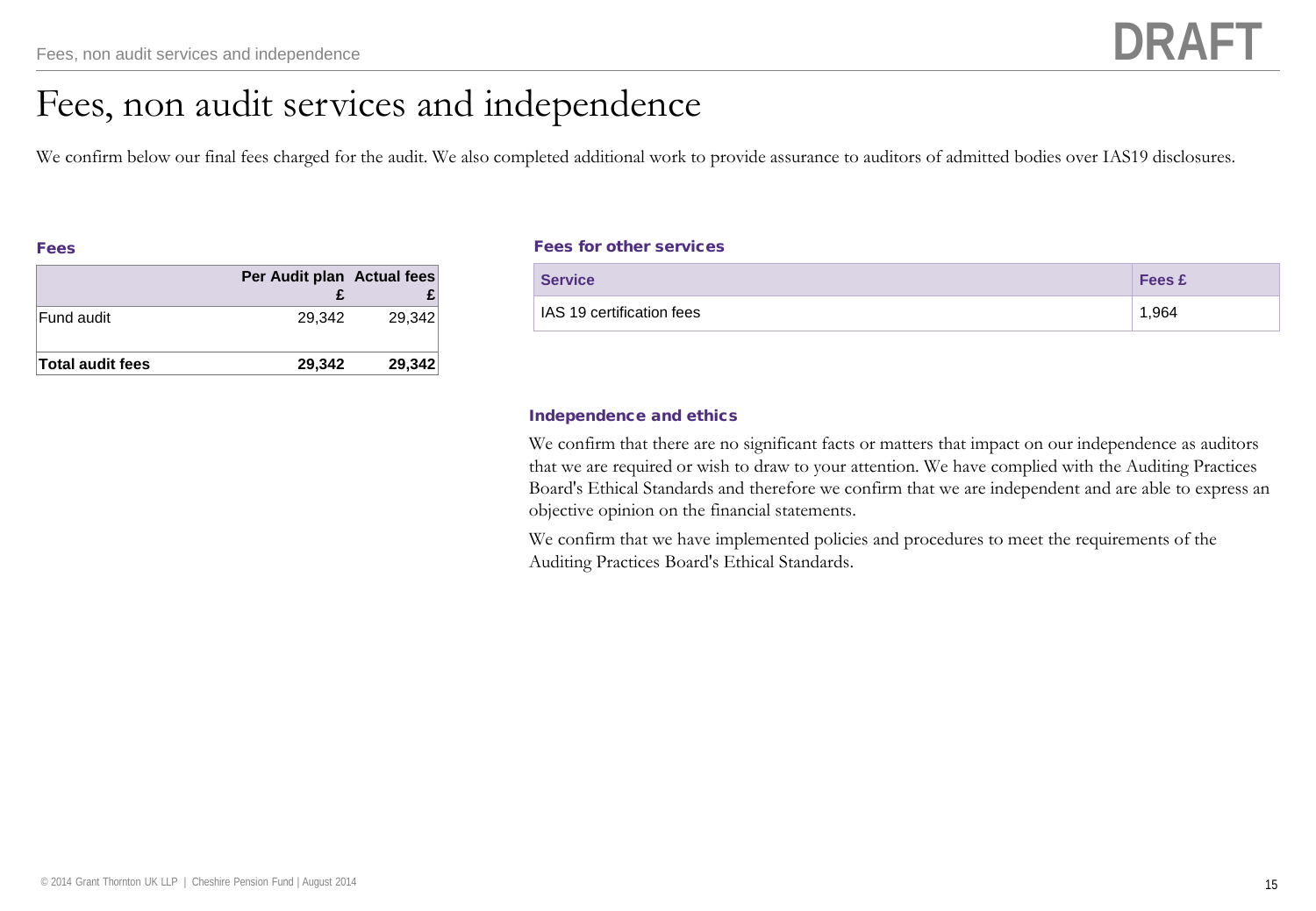DRAFT

# Fees, non audit services and independence

We confirm below our final fees charged for the audit. We also completed additional work to provide assurance to auditors of admitted bodies over IAS19 disclosures.

### Fees

| | Per Audit plan £ | Actual fees £ |
|---|---|---|
| Fund audit | 29,342 | 29,342 |
| **Total audit fees** | **29,342** | **29,342** |

### Fees for other services

| Service | Fees £ |
|---|---|
| IAS 19 certification fees | 1,964 |

### Independence and ethics

We confirm that there are no significant facts or matters that impact on our independence as auditors that we are required or wish to draw to your attention. We have complied with the Auditing Practices Board's Ethical Standards and therefore we confirm that we are independent and are able to express an objective opinion on the financial statements.

We confirm that we have implemented policies and procedures to meet the requirements of the Auditing Practices Board's Ethical Standards.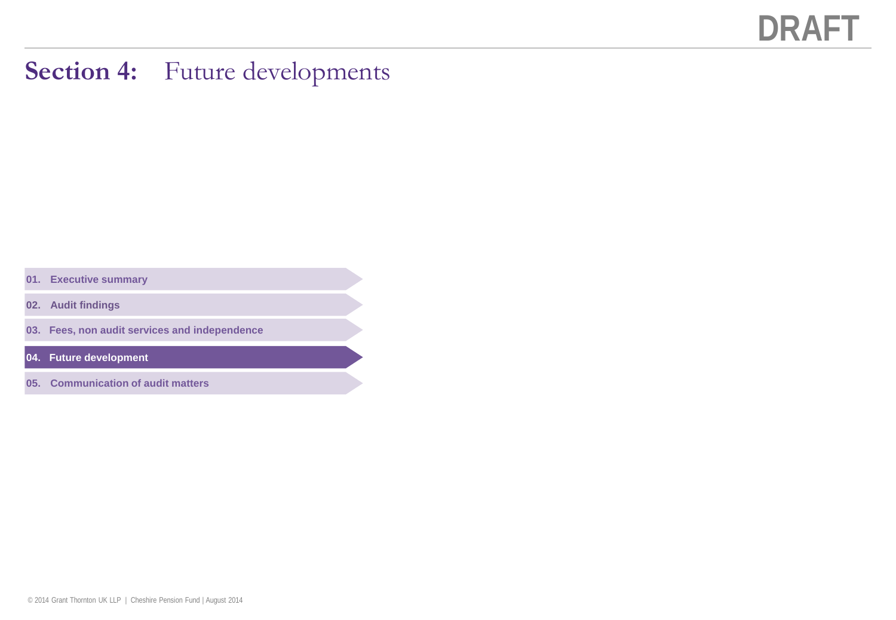DRAFT

# Section 4: Future developments

01. Executive summary

02. Audit findings

03. Fees, non audit services and independence

**04. Future development**

05. Communication of audit matters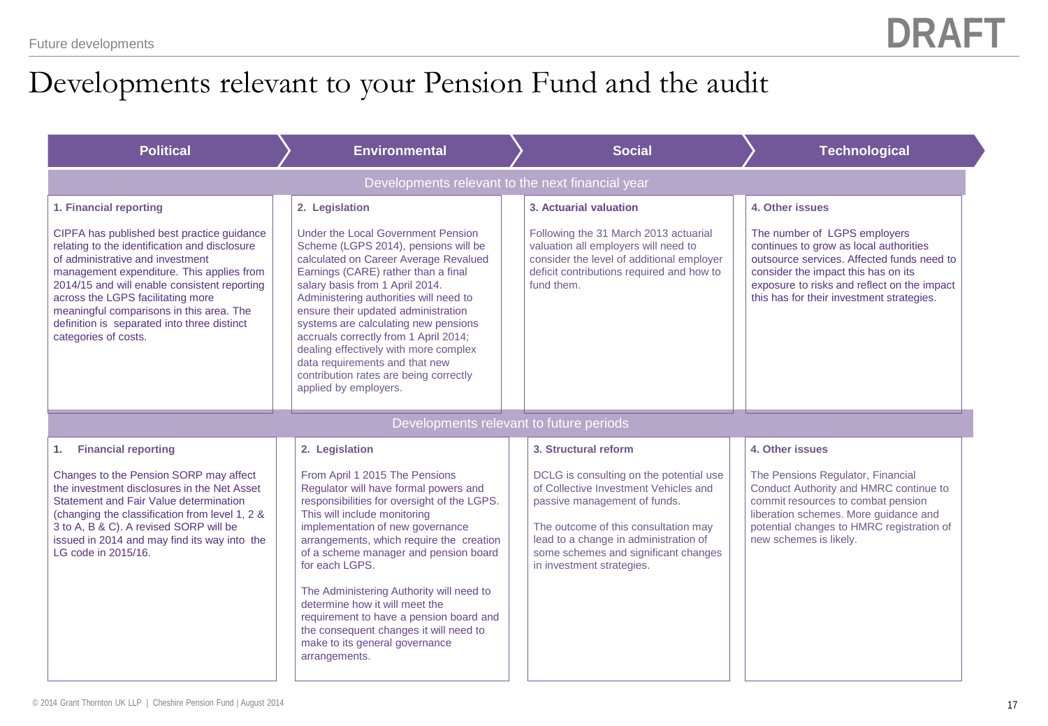DRAFT

# Developments relevant to your Pension Fund and the audit

| Political | Environmental | Social | Technological |
|---|---|---|---|
| **Developments relevant to the next financial year** | | | |
| **1. Financial reporting**<br><br>CIPFA has published best practice guidance relating to the identification and disclosure of administrative and investment management expenditure. This applies from 2014/15 and will enable consistent reporting across the LGPS facilitating more meaningful comparisons in this area. The definition is separated into three distinct categories of costs. | **2. Legislation**<br><br>Under the Local Government Pension Scheme (LGPS 2014), pensions will be calculated on Career Average Revalued Earnings (CARE) rather than a final salary basis from 1 April 2014. Administering authorities will need to ensure their updated administration systems are calculating new pensions accruals correctly from 1 April 2014; dealing effectively with more complex data requirements and that new contribution rates are being correctly applied by employers. | **3. Actuarial valuation**<br><br>Following the 31 March 2013 actuarial valuation all employers will need to consider the level of additional employer deficit contributions required and how to fund them. | **4. Other issues**<br><br>The number of LGPS employers continues to grow as local authorities outsource services. Affected funds need to consider the impact this has on its exposure to risks and reflect on the impact this has for their investment strategies. |
| **Developments relevant to future periods** | | | |
| **1. Financial reporting**<br><br>Changes to the Pension SORP may affect the investment disclosures in the Net Asset Statement and Fair Value determination (changing the classification from level 1, 2 & 3 to A, B & C). A revised SORP will be issued in 2014 and may find its way into the LG code in 2015/16. | **2. Legislation**<br><br>From April 1 2015 The Pensions Regulator will have formal powers and responsibilities for oversight of the LGPS. This will include monitoring implementation of new governance arrangements, which require the creation of a scheme manager and pension board for each LGPS.<br><br>The Administering Authority will need to determine how it will meet the requirement to have a pension board and the consequent changes it will need to make to its general governance arrangements. | **3. Structural reform**<br><br>DCLG is consulting on the potential use of Collective Investment Vehicles and passive management of funds.<br><br>The outcome of this consultation may lead to a change in administration of some schemes and significant changes in investment strategies. | **4. Other issues**<br><br>The Pensions Regulator, Financial Conduct Authority and HMRC continue to commit resources to combat pension liberation schemes. More guidance and potential changes to HMRC registration of new schemes is likely. |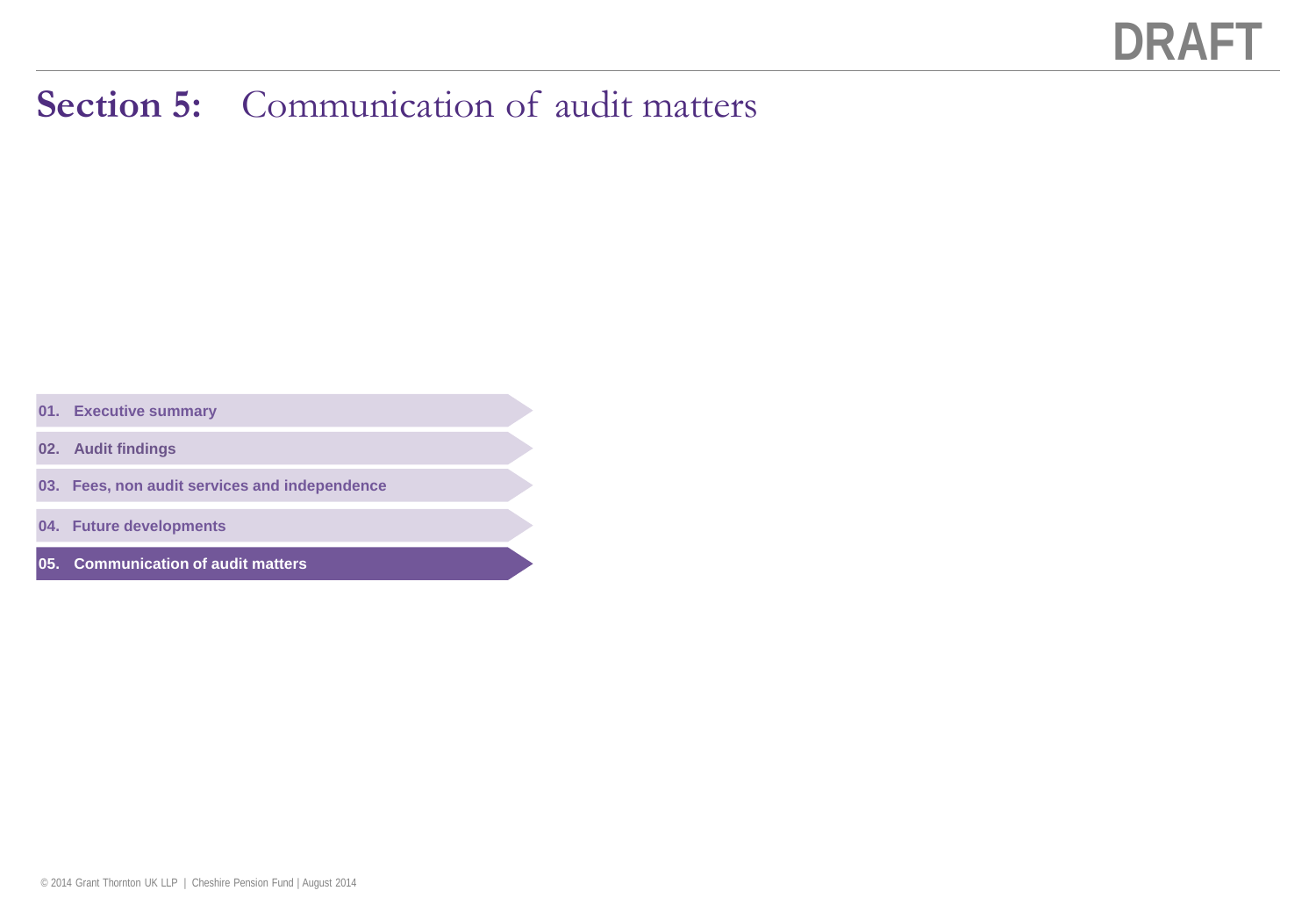DRAFT

# Section 5: Communication of audit matters

01. Executive summary

02. Audit findings

03. Fees, non audit services and independence

04. Future developments

**05. Communication of audit matters**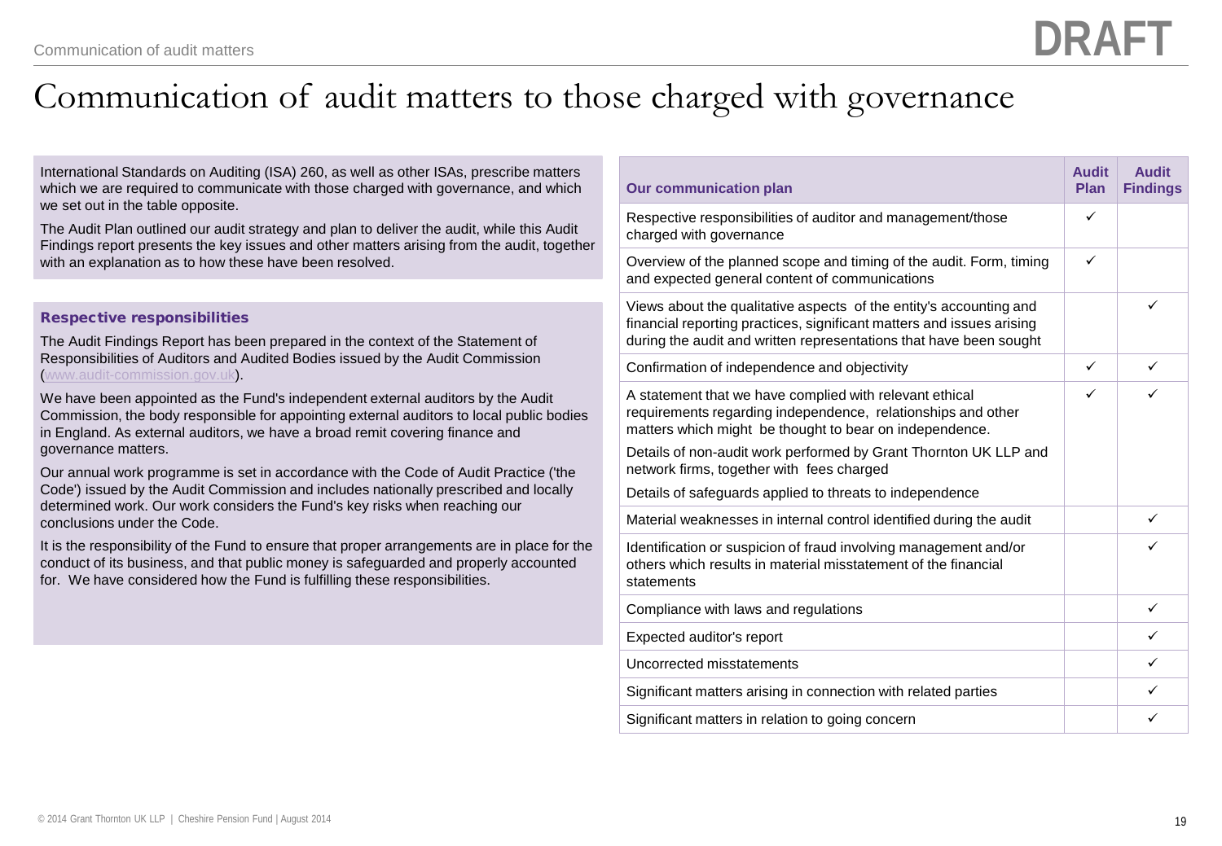DRAFT

# Communication of audit matters to those charged with governance

International Standards on Auditing (ISA) 260, as well as other ISAs, prescribe matters which we are required to communicate with those charged with governance, and which we set out in the table opposite.

The Audit Plan outlined our audit strategy and plan to deliver the audit, while this Audit Findings report presents the key issues and other matters arising from the audit, together with an explanation as to how these have been resolved.

### Respective responsibilities

The Audit Findings Report has been prepared in the context of the Statement of Responsibilities of Auditors and Audited Bodies issued by the Audit Commission (www.audit-commission.gov.uk).

We have been appointed as the Fund's independent external auditors by the Audit Commission, the body responsible for appointing external auditors to local public bodies in England. As external auditors, we have a broad remit covering finance and governance matters.

Our annual work programme is set in accordance with the Code of Audit Practice ('the Code') issued by the Audit Commission and includes nationally prescribed and locally determined work. Our work considers the Fund's key risks when reaching our conclusions under the Code.

It is the responsibility of the Fund to ensure that proper arrangements are in place for the conduct of its business, and that public money is safeguarded and properly accounted for. We have considered how the Fund is fulfilling these responsibilities.

| Our communication plan | Audit Plan | Audit Findings |
|---|---|---|
| Respective responsibilities of auditor and management/those charged with governance | ✓ | |
| Overview of the planned scope and timing of the audit. Form, timing and expected general content of communications | ✓ | |
| Views about the qualitative aspects of the entity's accounting and financial reporting practices, significant matters and issues arising during the audit and written representations that have been sought | | ✓ |
| Confirmation of independence and objectivity | ✓ | ✓ |
| A statement that we have complied with relevant ethical requirements regarding independence, relationships and other matters which might be thought to bear on independence. Details of non-audit work performed by Grant Thornton UK LLP and network firms, together with fees charged. Details of safeguards applied to threats to independence | ✓ | ✓ |
| Material weaknesses in internal control identified during the audit | | ✓ |
| Identification or suspicion of fraud involving management and/or others which results in material misstatement of the financial statements | | ✓ |
| Compliance with laws and regulations | | ✓ |
| Expected auditor's report | | ✓ |
| Uncorrected misstatements | | ✓ |
| Significant matters arising in connection with related parties | | ✓ |
| Significant matters in relation to going concern | | ✓ |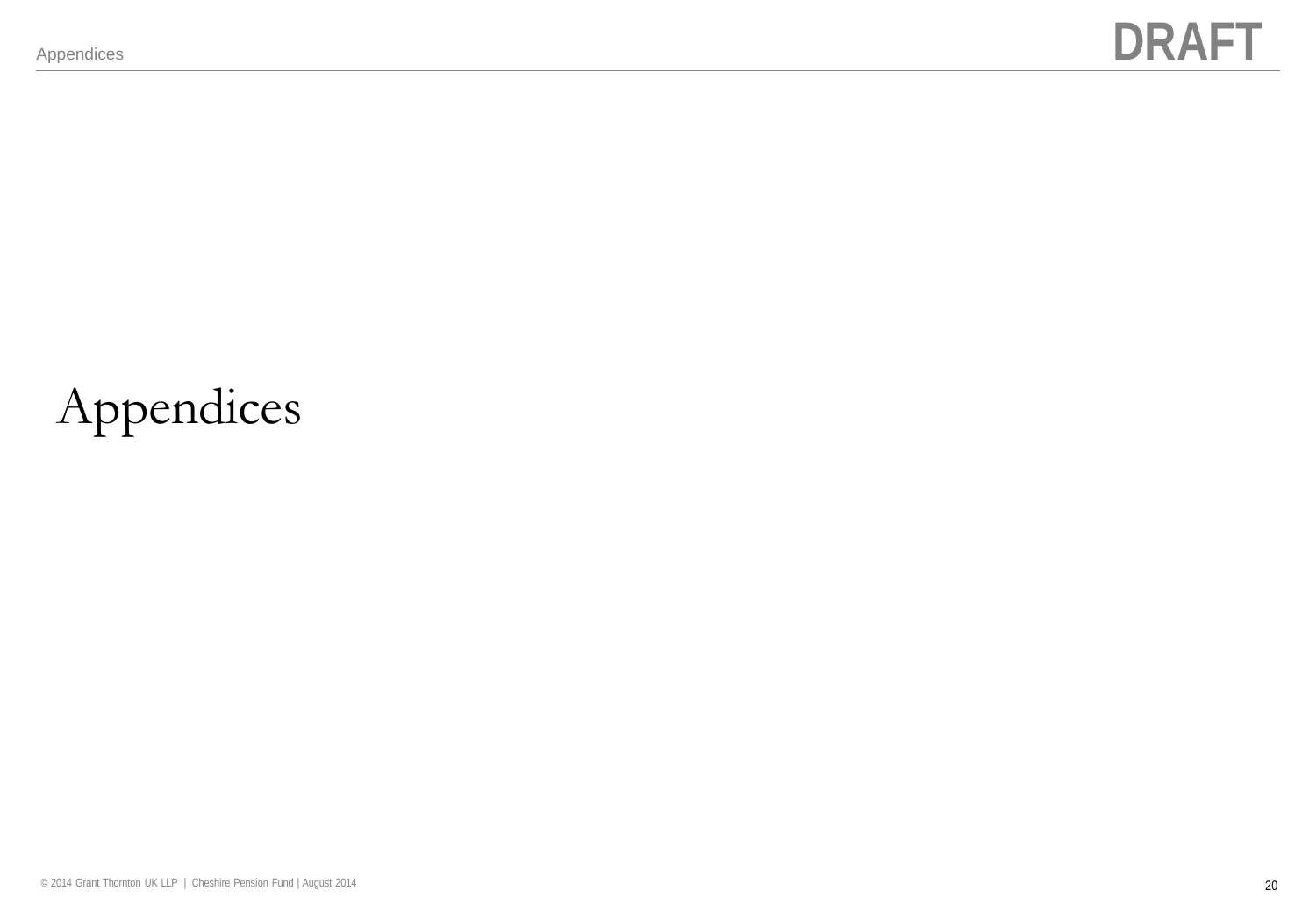# Appendices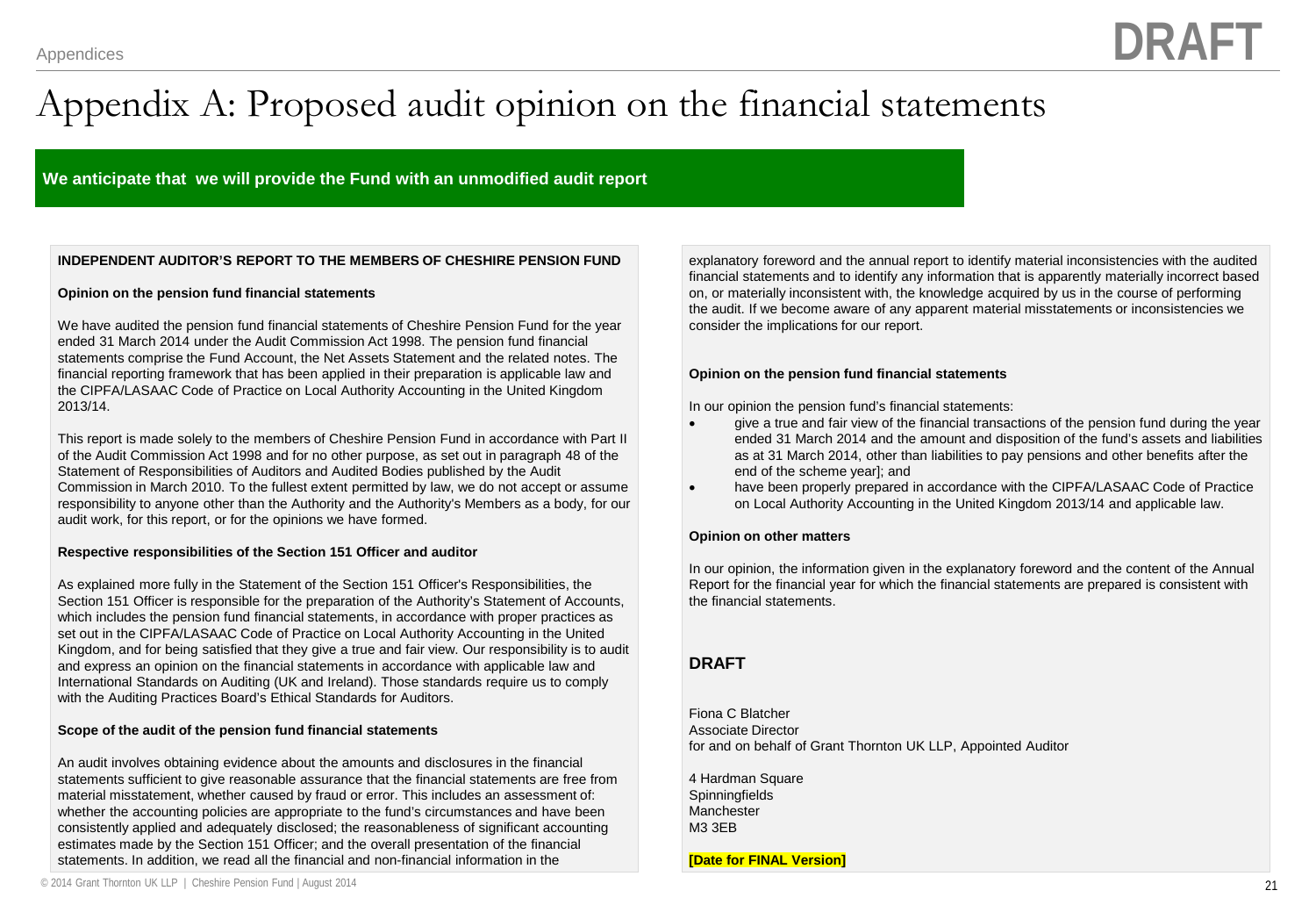# Appendix A: Proposed audit opinion on the financial statements

**We anticipate that we will provide the Fund with an unmodified audit report**

**INDEPENDENT AUDITOR'S REPORT TO THE MEMBERS OF CHESHIRE PENSION FUND**

**Opinion on the pension fund financial statements**

We have audited the pension fund financial statements of Cheshire Pension Fund for the year ended 31 March 2014 under the Audit Commission Act 1998. The pension fund financial statements comprise the Fund Account, the Net Assets Statement and the related notes. The financial reporting framework that has been applied in their preparation is applicable law and the CIPFA/LASAAC Code of Practice on Local Authority Accounting in the United Kingdom 2013/14.

This report is made solely to the members of Cheshire Pension Fund in accordance with Part II of the Audit Commission Act 1998 and for no other purpose, as set out in paragraph 48 of the Statement of Responsibilities of Auditors and Audited Bodies published by the Audit Commission in March 2010. To the fullest extent permitted by law, we do not accept or assume responsibility to anyone other than the Authority and the Authority's Members as a body, for our audit work, for this report, or for the opinions we have formed.

**Respective responsibilities of the Section 151 Officer and auditor**

As explained more fully in the Statement of the Section 151 Officer's Responsibilities, the Section 151 Officer is responsible for the preparation of the Authority's Statement of Accounts, which includes the pension fund financial statements, in accordance with proper practices as set out in the CIPFA/LASAAC Code of Practice on Local Authority Accounting in the United Kingdom, and for being satisfied that they give a true and fair view. Our responsibility is to audit and express an opinion on the financial statements in accordance with applicable law and International Standards on Auditing (UK and Ireland). Those standards require us to comply with the Auditing Practices Board's Ethical Standards for Auditors.

**Scope of the audit of the pension fund financial statements**

An audit involves obtaining evidence about the amounts and disclosures in the financial statements sufficient to give reasonable assurance that the financial statements are free from material misstatement, whether caused by fraud or error. This includes an assessment of: whether the accounting policies are appropriate to the fund's circumstances and have been consistently applied and adequately disclosed; the reasonableness of significant accounting estimates made by the Section 151 Officer; and the overall presentation of the financial statements. In addition, we read all the financial and non-financial information in the explanatory foreword and the annual report to identify material inconsistencies with the audited financial statements and to identify any information that is apparently materially incorrect based on, or materially inconsistent with, the knowledge acquired by us in the course of performing the audit. If we become aware of any apparent material misstatements or inconsistencies we consider the implications for our report.

**Opinion on the pension fund financial statements**

In our opinion the pension fund's financial statements:

- give a true and fair view of the financial transactions of the pension fund during the year ended 31 March 2014 and the amount and disposition of the fund's assets and liabilities as at 31 March 2014, other than liabilities to pay pensions and other benefits after the end of the scheme year]; and
- have been properly prepared in accordance with the CIPFA/LASAAC Code of Practice on Local Authority Accounting in the United Kingdom 2013/14 and applicable law.

**Opinion on other matters**

In our opinion, the information given in the explanatory foreword and the content of the Annual Report for the financial year for which the financial statements are prepared is consistent with the financial statements.

**DRAFT**

Fiona C Blatcher
Associate Director
for and on behalf of Grant Thornton UK LLP, Appointed Auditor

4 Hardman Square
Spinningfields
Manchester
M3 3EB

**[Date for FINAL Version]**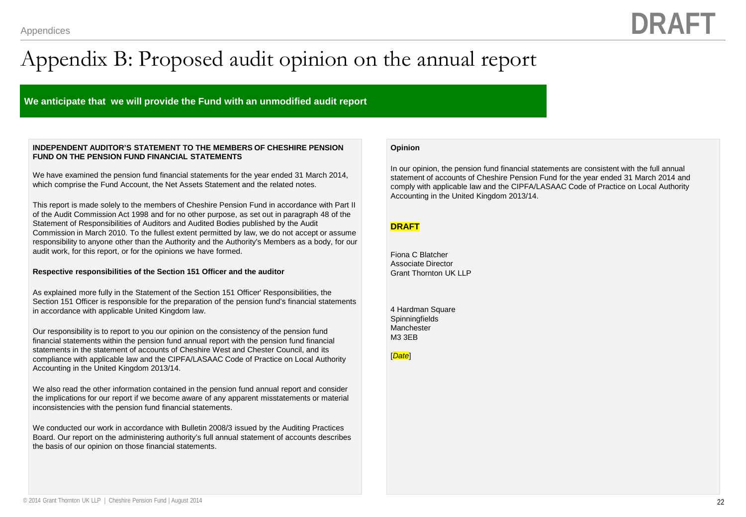# Appendix B: Proposed audit opinion on the annual report

**We anticipate that we will provide the Fund with an unmodified audit report**

**INDEPENDENT AUDITOR'S STATEMENT TO THE MEMBERS OF CHESHIRE PENSION FUND ON THE PENSION FUND FINANCIAL STATEMENTS**

We have examined the pension fund financial statements for the year ended 31 March 2014, which comprise the Fund Account, the Net Assets Statement and the related notes.

This report is made solely to the members of Cheshire Pension Fund in accordance with Part II of the Audit Commission Act 1998 and for no other purpose, as set out in paragraph 48 of the Statement of Responsibilities of Auditors and Audited Bodies published by the Audit Commission in March 2010. To the fullest extent permitted by law, we do not accept or assume responsibility to anyone other than the Authority and the Authority's Members as a body, for our audit work, for this report, or for the opinions we have formed.

**Respective responsibilities of the Section 151 Officer and the auditor**

As explained more fully in the Statement of the Section 151 Officer' Responsibilities, the Section 151 Officer is responsible for the preparation of the pension fund's financial statements in accordance with applicable United Kingdom law.

Our responsibility is to report to you our opinion on the consistency of the pension fund financial statements within the pension fund annual report with the pension fund financial statements in the statement of accounts of Cheshire West and Chester Council, and its compliance with applicable law and the CIPFA/LASAAC Code of Practice on Local Authority Accounting in the United Kingdom 2013/14.

We also read the other information contained in the pension fund annual report and consider the implications for our report if we become aware of any apparent misstatements or material inconsistencies with the pension fund financial statements.

We conducted our work in accordance with Bulletin 2008/3 issued by the Auditing Practices Board. Our report on the administering authority's full annual statement of accounts describes the basis of our opinion on those financial statements.

**Opinion**

In our opinion, the pension fund financial statements are consistent with the full annual statement of accounts of Cheshire Pension Fund for the year ended 31 March 2014 and comply with applicable law and the CIPFA/LASAAC Code of Practice on Local Authority Accounting in the United Kingdom 2013/14.

**DRAFT**

Fiona C Blatcher
Associate Director
Grant Thornton UK LLP

4 Hardman Square
Spinningfields
Manchester
M3 3EB

[*Date*]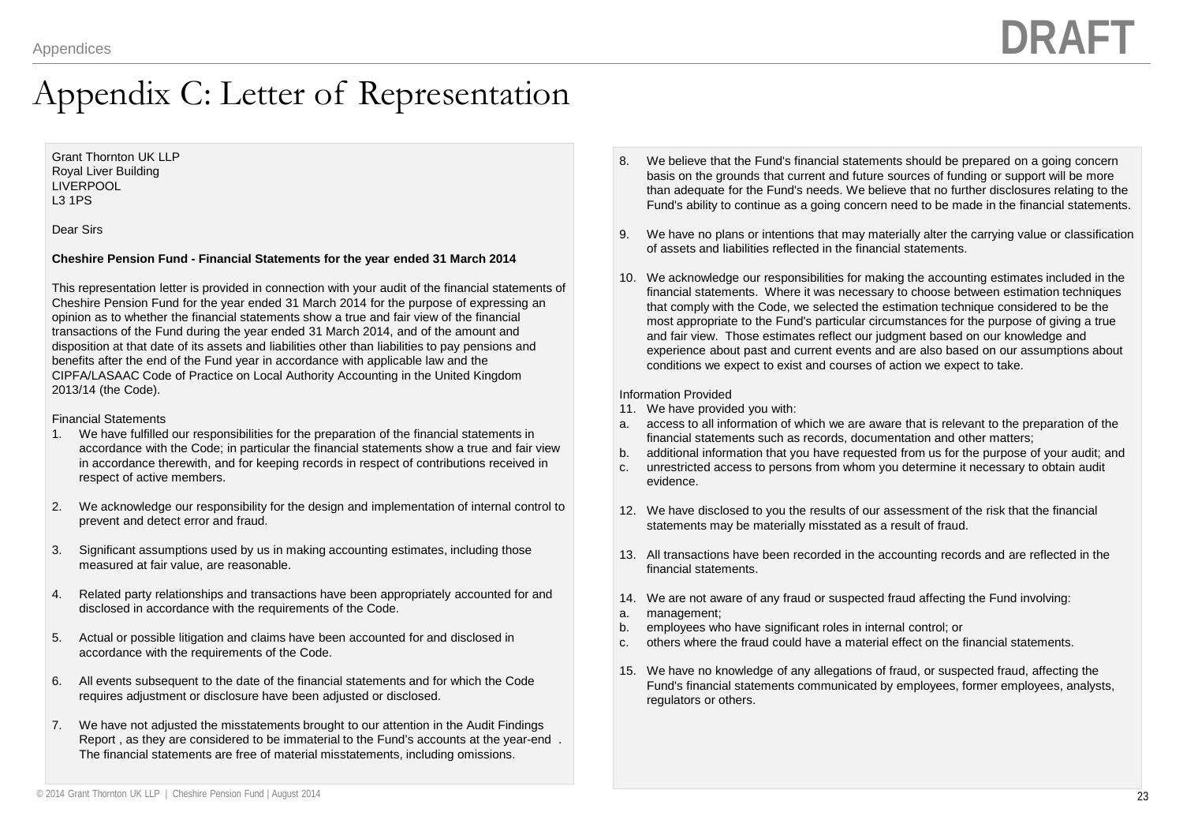# Appendix C: Letter of Representation

Grant Thornton UK LLP
Royal Liver Building
LIVERPOOL
L3 1PS

Dear Sirs

**Cheshire Pension Fund - Financial Statements for the year ended 31 March 2014**

This representation letter is provided in connection with your audit of the financial statements of Cheshire Pension Fund for the year ended 31 March 2014 for the purpose of expressing an opinion as to whether the financial statements show a true and fair view of the financial transactions of the Fund during the year ended 31 March 2014, and of the amount and disposition at that date of its assets and liabilities other than liabilities to pay pensions and benefits after the end of the Fund year in accordance with applicable law and the CIPFA/LASAAC Code of Practice on Local Authority Accounting in the United Kingdom 2013/14 (the Code).

Financial Statements

1. We have fulfilled our responsibilities for the preparation of the financial statements in accordance with the Code; in particular the financial statements show a true and fair view in accordance therewith, and for keeping records in respect of contributions received in respect of active members.

2. We acknowledge our responsibility for the design and implementation of internal control to prevent and detect error and fraud.

3. Significant assumptions used by us in making accounting estimates, including those measured at fair value, are reasonable.

4. Related party relationships and transactions have been appropriately accounted for and disclosed in accordance with the requirements of the Code.

5. Actual or possible litigation and claims have been accounted for and disclosed in accordance with the requirements of the Code.

6. All events subsequent to the date of the financial statements and for which the Code requires adjustment or disclosure have been adjusted or disclosed.

7. We have not adjusted the misstatements brought to our attention in the Audit Findings Report , as they are considered to be immaterial to the Fund's accounts at the year-end . The financial statements are free of material misstatements, including omissions.

8. We believe that the Fund's financial statements should be prepared on a going concern basis on the grounds that current and future sources of funding or support will be more than adequate for the Fund's needs. We believe that no further disclosures relating to the Fund's ability to continue as a going concern need to be made in the financial statements.

9. We have no plans or intentions that may materially alter the carrying value or classification of assets and liabilities reflected in the financial statements.

10. We acknowledge our responsibilities for making the accounting estimates included in the financial statements. Where it was necessary to choose between estimation techniques that comply with the Code, we selected the estimation technique considered to be the most appropriate to the Fund's particular circumstances for the purpose of giving a true and fair view. Those estimates reflect our judgment based on our knowledge and experience about past and current events and are also based on our assumptions about conditions we expect to exist and courses of action we expect to take.

Information Provided

11. We have provided you with:

a. access to all information of which we are aware that is relevant to the preparation of the financial statements such as records, documentation and other matters;
b. additional information that you have requested from us for the purpose of your audit; and
c. unrestricted access to persons from whom you determine it necessary to obtain audit evidence.

12. We have disclosed to you the results of our assessment of the risk that the financial statements may be materially misstated as a result of fraud.

13. All transactions have been recorded in the accounting records and are reflected in the financial statements.

14. We are not aware of any fraud or suspected fraud affecting the Fund involving:

a. management;
b. employees who have significant roles in internal control; or
c. others where the fraud could have a material effect on the financial statements.

15. We have no knowledge of any allegations of fraud, or suspected fraud, affecting the Fund's financial statements communicated by employees, former employees, analysts, regulators or others.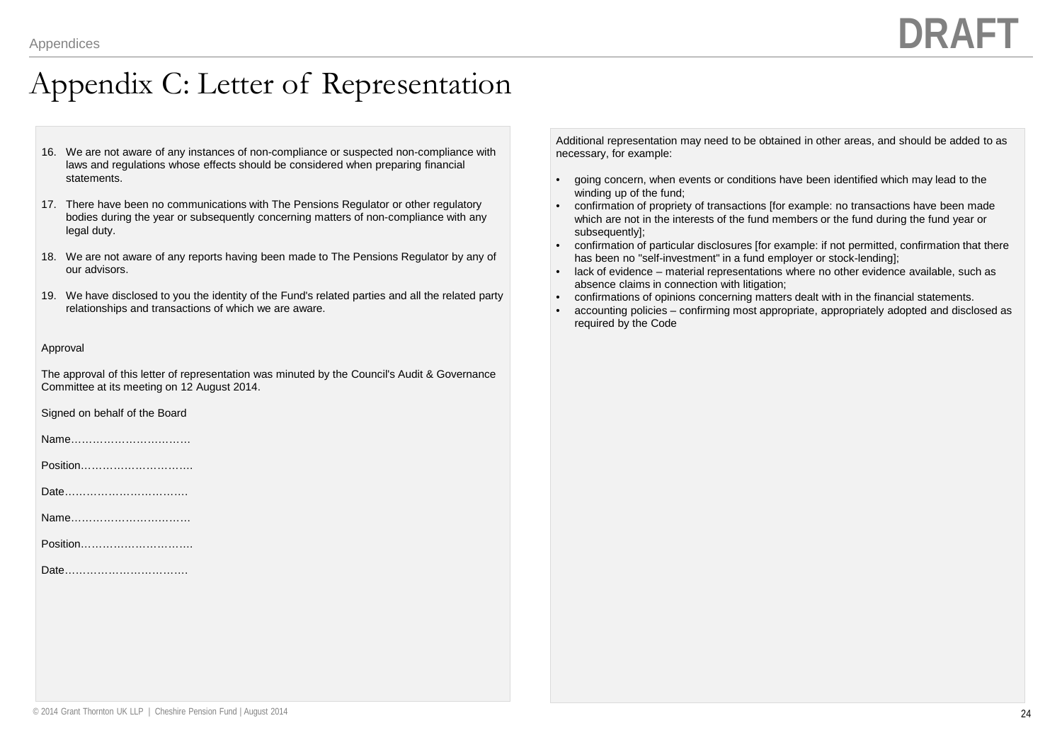# Appendix C: Letter of Representation

16. We are not aware of any instances of non-compliance or suspected non-compliance with laws and regulations whose effects should be considered when preparing financial statements.

17. There have been no communications with The Pensions Regulator or other regulatory bodies during the year or subsequently concerning matters of non-compliance with any legal duty.

18. We are not aware of any reports having been made to The Pensions Regulator by any of our advisors.

19. We have disclosed to you the identity of the Fund's related parties and all the related party relationships and transactions of which we are aware.

Approval

The approval of this letter of representation was minuted by the Council's Audit & Governance Committee at its meeting on 12 August 2014.

Signed on behalf of the Board

Name……………………………

Position…………………………..

Date…………………………….

Name……………………………

Position…………………………..

Date…………………………….

Additional representation may need to be obtained in other areas, and should be added to as necessary, for example:

- going concern, when events or conditions have been identified which may lead to the winding up of the fund;
- confirmation of propriety of transactions [for example: no transactions have been made which are not in the interests of the fund members or the fund during the fund year or subsequently];
- confirmation of particular disclosures [for example: if not permitted, confirmation that there has been no "self-investment" in a fund employer or stock-lending];
- lack of evidence – material representations where no other evidence available, such as absence claims in connection with litigation;
- confirmations of opinions concerning matters dealt with in the financial statements.
- accounting policies – confirming most appropriate, appropriately adopted and disclosed as required by the Code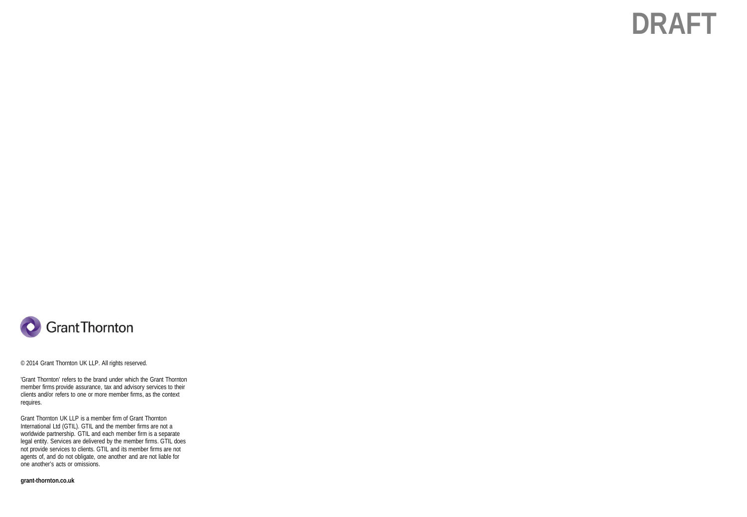DRAFT

Grant Thornton

© 2014 Grant Thornton UK LLP. All rights reserved.

'Grant Thornton' refers to the brand under which the Grant Thornton member firms provide assurance, tax and advisory services to their clients and/or refers to one or more member firms, as the context requires.

Grant Thornton UK LLP is a member firm of Grant Thornton International Ltd (GTIL). GTIL and the member firms are not a worldwide partnership. GTIL and each member firm is a separate legal entity. Services are delivered by the member firms. GTIL does not provide services to clients. GTIL and its member firms are not agents of, and do not obligate, one another and are not liable for one another's acts or omissions.

**grant-thornton.co.uk**